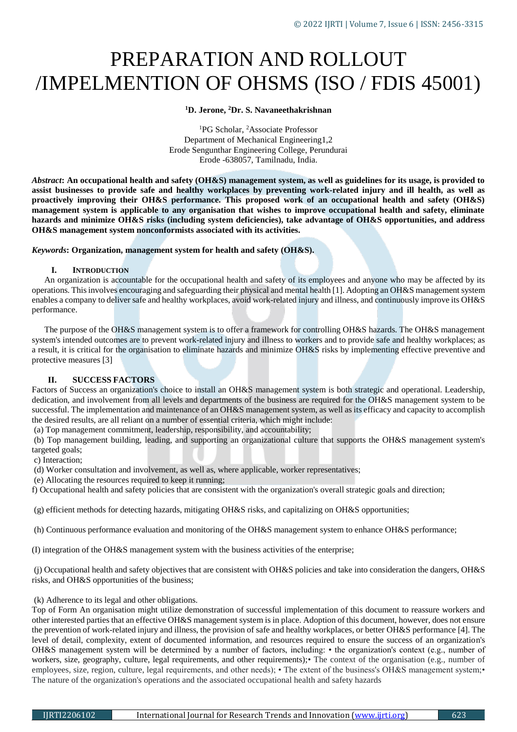# PREPARATION AND ROLLOUT /IMPELMENTION OF OHSMS (ISO / FDIS 45001)

**[1]D. Jerone, [2]Dr. S. Navaneethakrishnan**

[1]PG Scholar, [2]Associate Professor
Department of Mechanical Engineering1,2
Erode Sengunthar Engineering College, Perundurai
Erode -638057, Tamilnadu, India.

***Abstract*: An occupational health and safety (OH&S) management system, as well as guidelines for its usage, is provided to assist businesses to provide safe and healthy workplaces by preventing work-related injury and ill health, as well as proactively improving their OH&S performance. This proposed work of an occupational health and safety (OH&S) management system is applicable to any organisation that wishes to improve occupational health and safety, eliminate hazards and minimize OH&S risks (including system deficiencies), take advantage of OH&S opportunities, and address OH&S management system nonconformists associated with its activities.**

***Keywords*: Organization, management system for health and safety (OH&S).**

## I. Introduction

An organization is accountable for the occupational health and safety of its employees and anyone who may be affected by its operations. This involves encouraging and safeguarding their physical and mental health [1]. Adopting an OH&S management system enables a company to deliver safe and healthy workplaces, avoid work-related injury and illness, and continuously improve its OH&S performance.

The purpose of the OH&S management system is to offer a framework for controlling OH&S hazards. The OH&S management system's intended outcomes are to prevent work-related injury and illness to workers and to provide safe and healthy workplaces; as a result, it is critical for the organisation to eliminate hazards and minimize OH&S risks by implementing effective preventive and protective measures [3]

## II. SUCCESS FACTORS

Factors of Success an organization's choice to install an OH&S management system is both strategic and operational. Leadership, dedication, and involvement from all levels and departments of the business are required for the OH&S management system to be successful. The implementation and maintenance of an OH&S management system, as well as its efficacy and capacity to accomplish the desired results, are all reliant on a number of essential criteria, which might include:

(a) Top management commitment, leadership, responsibility, and accountability;

(b) Top management building, leading, and supporting an organizational culture that supports the OH&S management system's targeted goals;

c) Interaction;

(d) Worker consultation and involvement, as well as, where applicable, worker representatives;

(e) Allocating the resources required to keep it running;

f) Occupational health and safety policies that are consistent with the organization's overall strategic goals and direction;

(g) efficient methods for detecting hazards, mitigating OH&S risks, and capitalizing on OH&S opportunities;

(h) Continuous performance evaluation and monitoring of the OH&S management system to enhance OH&S performance;

(I) integration of the OH&S management system with the business activities of the enterprise;

(j) Occupational health and safety objectives that are consistent with OH&S policies and take into consideration the dangers, OH&S risks, and OH&S opportunities of the business;

(k) Adherence to its legal and other obligations.

Top of Form An organisation might utilize demonstration of successful implementation of this document to reassure workers and other interested parties that an effective OH&S management system is in place. Adoption of this document, however, does not ensure the prevention of work-related injury and illness, the provision of safe and healthy workplaces, or better OH&S performance [4]. The level of detail, complexity, extent of documented information, and resources required to ensure the success of an organization's OH&S management system will be determined by a number of factors, including: • the organization's context (e.g., number of workers, size, geography, culture, legal requirements, and other requirements);• The context of the organisation (e.g., number of employees, size, region, culture, legal requirements, and other needs); • The extent of the business's OH&S management system;• The nature of the organization's operations and the associated occupational health and safety hazards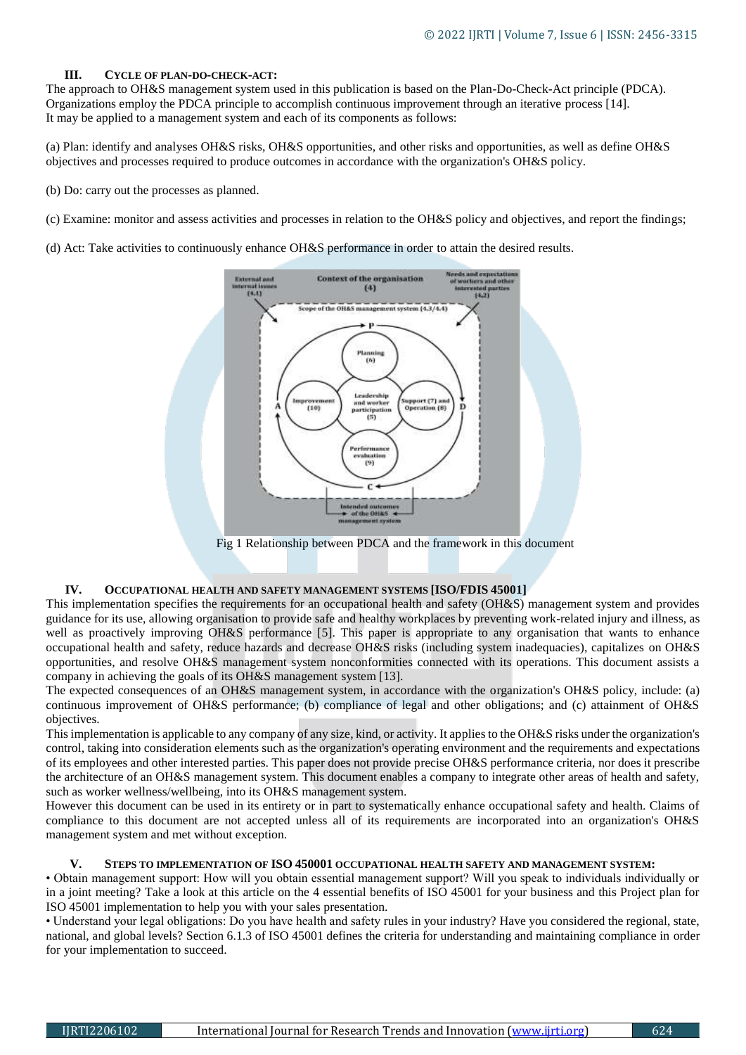## III. CYCLE OF PLAN-DO-CHECK-ACT:

The approach to OH&S management system used in this publication is based on the Plan-Do-Check-Act principle (PDCA). Organizations employ the PDCA principle to accomplish continuous improvement through an iterative process [14].
It may be applied to a management system and each of its components as follows:

(a) Plan: identify and analyses OH&S risks, OH&S opportunities, and other risks and opportunities, as well as define OH&S objectives and processes required to produce outcomes in accordance with the organization's OH&S policy.

(b) Do: carry out the processes as planned.

(c) Examine: monitor and assess activities and processes in relation to the OH&S policy and objectives, and report the findings;

(d) Act: Take activities to continuously enhance OH&S performance in order to attain the desired results.

External and internal issues (4.1)
Context of the organisation (4)
Needs and expectations of workers and other interested parties (4.2)
Scope of the OH&S management system (4.3/4.4)
P
Planning (6)
A
Improvement (10)
Leadership and worker participation (5)
Support (7) and Operation (8)
D
Performance evaluation (9)
C
Intended outcomes of the OH&S management system

Fig 1 Relationship between PDCA and the framework in this document

## IV. OCCUPATIONAL HEALTH AND SAFETY MANAGEMENT SYSTEMS [ISO/FDIS 45001]

This implementation specifies the requirements for an occupational health and safety (OH&S) management system and provides guidance for its use, allowing organisation to provide safe and healthy workplaces by preventing work-related injury and illness, as well as proactively improving OH&S performance [5]. This paper is appropriate to any organisation that wants to enhance occupational health and safety, reduce hazards and decrease OH&S risks (including system inadequacies), capitalizes on OH&S opportunities, and resolve OH&S management system nonconformities connected with its operations. This document assists a company in achieving the goals of its OH&S management system [13].
The expected consequences of an OH&S management system, in accordance with the organization's OH&S policy, include: (a) continuous improvement of OH&S performance; (b) compliance of legal and other obligations; and (c) attainment of OH&S objectives.
This implementation is applicable to any company of any size, kind, or activity. It applies to the OH&S risks under the organization's control, taking into consideration elements such as the organization's operating environment and the requirements and expectations of its employees and other interested parties. This paper does not provide precise OH&S performance criteria, nor does it prescribe the architecture of an OH&S management system. This document enables a company to integrate other areas of health and safety, such as worker wellness/wellbeing, into its OH&S management system.
However this document can be used in its entirety or in part to systematically enhance occupational safety and health. Claims of compliance to this document are not accepted unless all of its requirements are incorporated into an organization's OH&S management system and met without exception.

## V. STEPS TO IMPLEMENTATION OF ISO 450001 OCCUPATIONAL HEALTH SAFETY AND MANAGEMENT SYSTEM:

- Obtain management support: How will you obtain essential management support? Will you speak to individuals individually or in a joint meeting? Take a look at this article on the 4 essential benefits of ISO 45001 for your business and this Project plan for ISO 45001 implementation to help you with your sales presentation.
- Understand your legal obligations: Do you have health and safety rules in your industry? Have you considered the regional, state, national, and global levels? Section 6.1.3 of ISO 45001 defines the criteria for understanding and maintaining compliance in order for your implementation to succeed.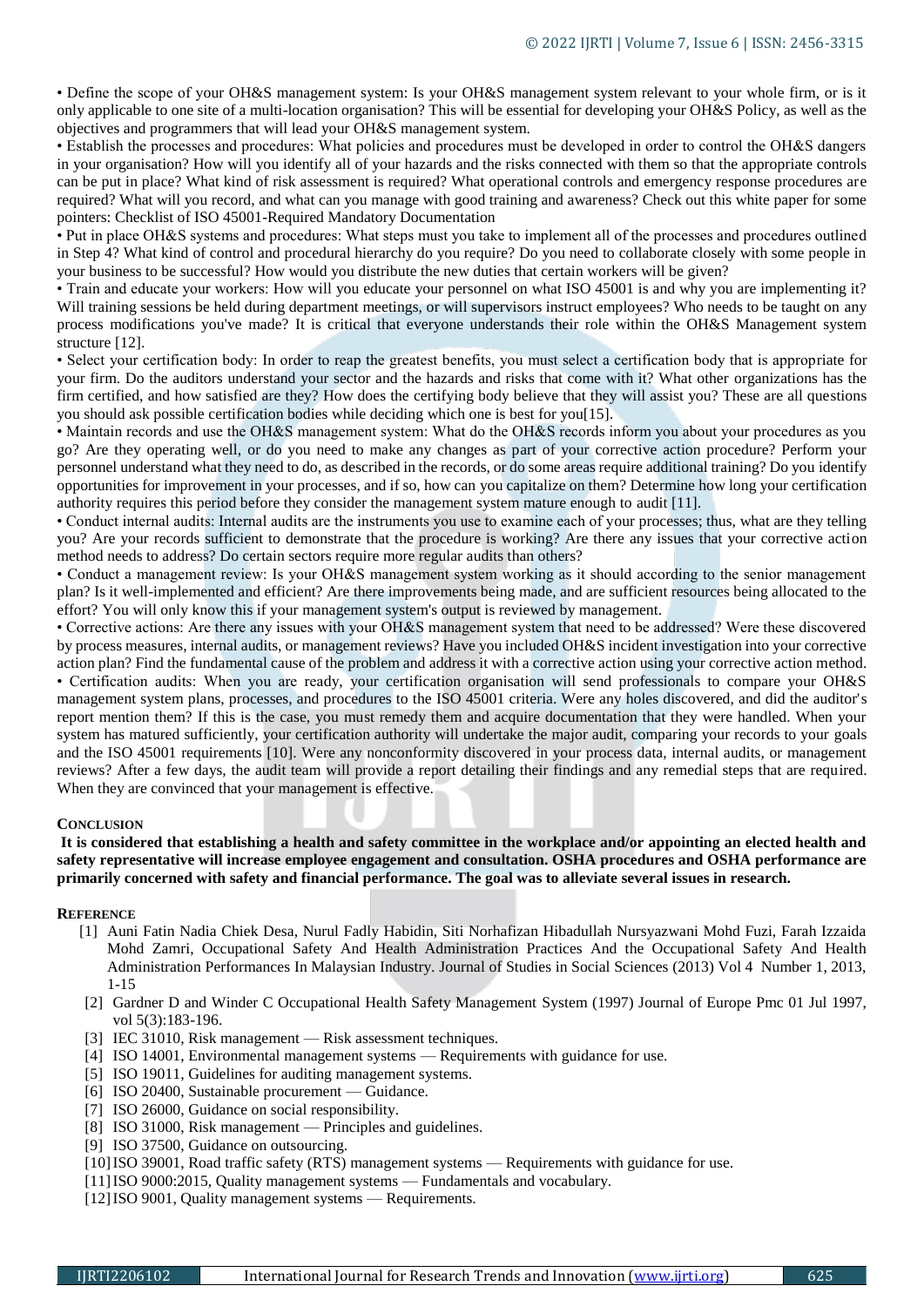• Define the scope of your OH&S management system: Is your OH&S management system relevant to your whole firm, or is it only applicable to one site of a multi-location organisation? This will be essential for developing your OH&S Policy, as well as the objectives and programmers that will lead your OH&S management system.

• Establish the processes and procedures: What policies and procedures must be developed in order to control the OH&S dangers in your organisation? How will you identify all of your hazards and the risks connected with them so that the appropriate controls can be put in place? What kind of risk assessment is required? What operational controls and emergency response procedures are required? What will you record, and what can you manage with good training and awareness? Check out this white paper for some pointers: Checklist of ISO 45001-Required Mandatory Documentation

• Put in place OH&S systems and procedures: What steps must you take to implement all of the processes and procedures outlined in Step 4? What kind of control and procedural hierarchy do you require? Do you need to collaborate closely with some people in your business to be successful? How would you distribute the new duties that certain workers will be given?

• Train and educate your workers: How will you educate your personnel on what ISO 45001 is and why you are implementing it? Will training sessions be held during department meetings, or will supervisors instruct employees? Who needs to be taught on any process modifications you've made? It is critical that everyone understands their role within the OH&S Management system structure [12].

• Select your certification body: In order to reap the greatest benefits, you must select a certification body that is appropriate for your firm. Do the auditors understand your sector and the hazards and risks that come with it? What other organizations has the firm certified, and how satisfied are they? How does the certifying body believe that they will assist you? These are all questions you should ask possible certification bodies while deciding which one is best for you[15].

• Maintain records and use the OH&S management system: What do the OH&S records inform you about your procedures as you go? Are they operating well, or do you need to make any changes as part of your corrective action procedure? Perform your personnel understand what they need to do, as described in the records, or do some areas require additional training? Do you identify opportunities for improvement in your processes, and if so, how can you capitalize on them? Determine how long your certification authority requires this period before they consider the management system mature enough to audit [11].

• Conduct internal audits: Internal audits are the instruments you use to examine each of your processes; thus, what are they telling you? Are your records sufficient to demonstrate that the procedure is working? Are there any issues that your corrective action method needs to address? Do certain sectors require more regular audits than others?

• Conduct a management review: Is your OH&S management system working as it should according to the senior management plan? Is it well-implemented and efficient? Are there improvements being made, and are sufficient resources being allocated to the effort? You will only know this if your management system's output is reviewed by management.

• Corrective actions: Are there any issues with your OH&S management system that need to be addressed? Were these discovered by process measures, internal audits, or management reviews? Have you included OH&S incident investigation into your corrective action plan? Find the fundamental cause of the problem and address it with a corrective action using your corrective action method.

• Certification audits: When you are ready, your certification organisation will send professionals to compare your OH&S management system plans, processes, and procedures to the ISO 45001 criteria. Were any holes discovered, and did the auditor's report mention them? If this is the case, you must remedy them and acquire documentation that they were handled. When your system has matured sufficiently, your certification authority will undertake the major audit, comparing your records to your goals and the ISO 45001 requirements [10]. Were any nonconformity discovered in your process data, internal audits, or management reviews? After a few days, the audit team will provide a report detailing their findings and any remedial steps that are required. When they are convinced that your management is effective.

## Conclusion

**It is considered that establishing a health and safety committee in the workplace and/or appointing an elected health and safety representative will increase employee engagement and consultation. OSHA procedures and OSHA performance are primarily concerned with safety and financial performance. The goal was to alleviate several issues in research.**

## Reference

[1] Auni Fatin Nadia Chiek Desa, Nurul Fadly Habidin, Siti Norhafizan Hibadullah Nursyazwani Mohd Fuzi, Farah Izzaida Mohd Zamri, Occupational Safety And Health Administration Practices And the Occupational Safety And Health Administration Performances In Malaysian Industry. Journal of Studies in Social Sciences (2013) Vol 4 Number 1, 2013, 1-15

[2] Gardner D and Winder C Occupational Health Safety Management System (1997) Journal of Europe Pmc 01 Jul 1997, vol 5(3):183-196.

[3] IEC 31010, Risk management — Risk assessment techniques.

[4] ISO 14001, Environmental management systems — Requirements with guidance for use.

[5] ISO 19011, Guidelines for auditing management systems.

[6] ISO 20400, Sustainable procurement — Guidance.

[7] ISO 26000, Guidance on social responsibility.

[8] ISO 31000, Risk management — Principles and guidelines.

[9] ISO 37500, Guidance on outsourcing.

[10] ISO 39001, Road traffic safety (RTS) management systems — Requirements with guidance for use.

[11] ISO 9000:2015, Quality management systems — Fundamentals and vocabulary.

[12] ISO 9001, Quality management systems — Requirements.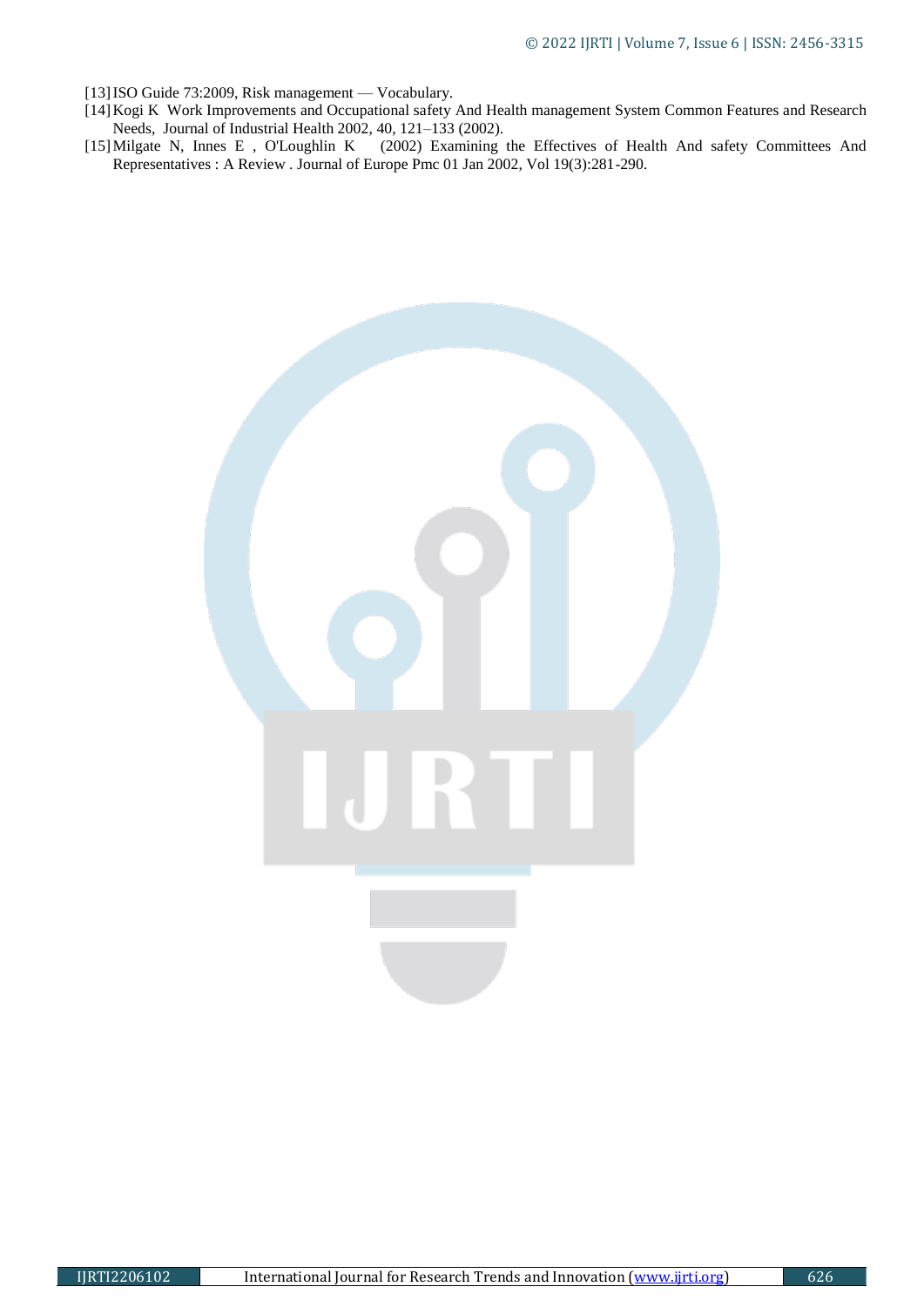[13] ISO Guide 73:2009, Risk management — Vocabulary.

[14] Kogi K Work Improvements and Occupational safety And Health management System Common Features and Research Needs, Journal of Industrial Health 2002, 40, 121–133 (2002).

[15] Milgate N, Innes E , O'Loughlin K (2002) Examining the Effectives of Health And safety Committees And Representatives : A Review . Journal of Europe Pmc 01 Jan 2002, Vol 19(3):281-290.